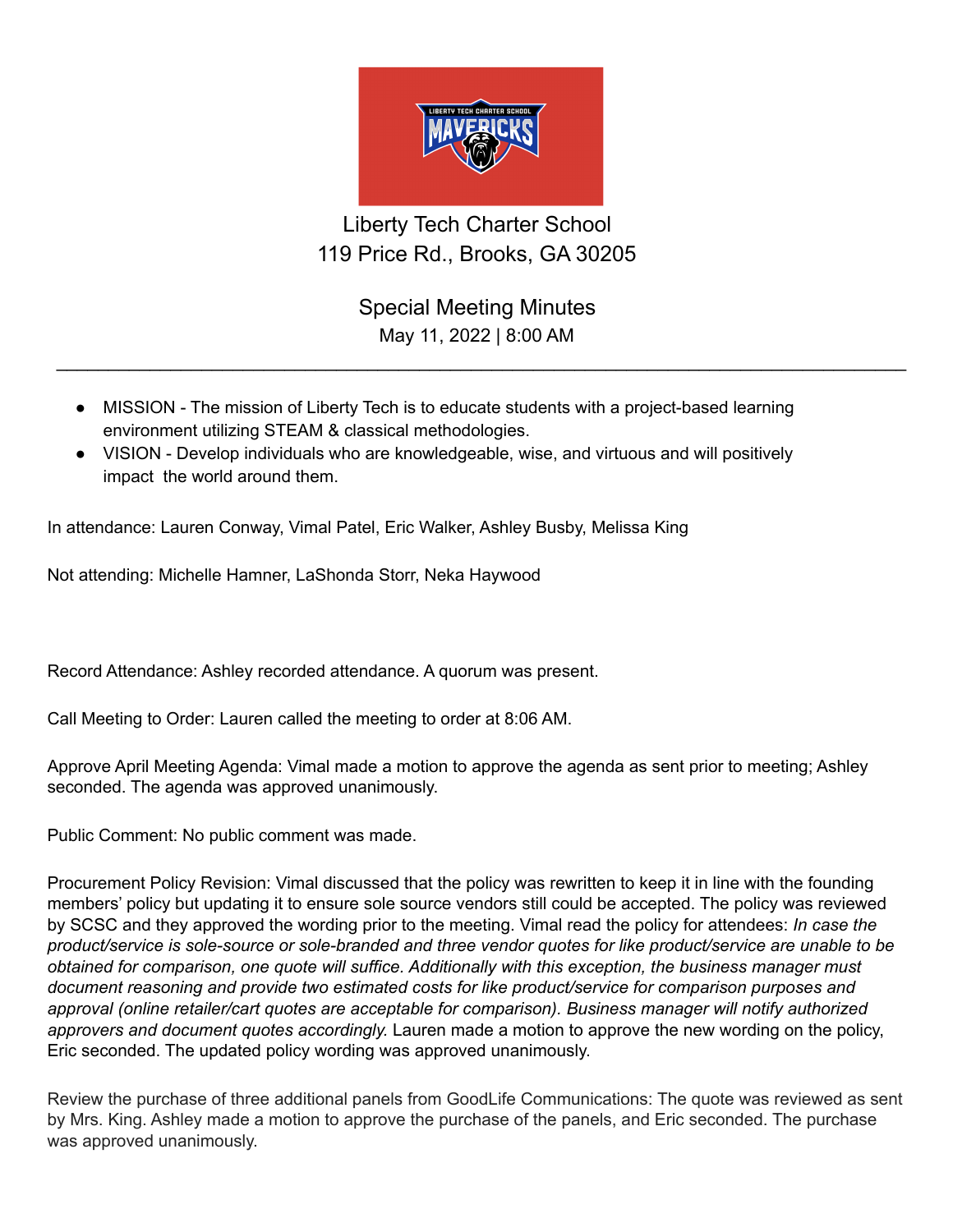# Liberty Tech Charter School

119 Price Rd., Brooks, GA 30205

## Special Meeting Minutes

May 11, 2022 | 8:00 AM

---

- MISSION - The mission of Liberty Tech is to educate students with a project-based learning environment utilizing STEAM & classical methodologies.
- VISION - Develop individuals who are knowledgeable, wise, and virtuous and will positively impact the world around them.

In attendance: Lauren Conway, Vimal Patel, Eric Walker, Ashley Busby, Melissa King

Not attending: Michelle Hamner, LaShonda Storr, Neka Haywood

Record Attendance: Ashley recorded attendance. A quorum was present.

Call Meeting to Order: Lauren called the meeting to order at 8:06 AM.

Approve April Meeting Agenda: Vimal made a motion to approve the agenda as sent prior to meeting; Ashley seconded. The agenda was approved unanimously.

Public Comment: No public comment was made.

Procurement Policy Revision: Vimal discussed that the policy was rewritten to keep it in line with the founding members' policy but updating it to ensure sole source vendors still could be accepted. The policy was reviewed by SCSC and they approved the wording prior to the meeting. Vimal read the policy for attendees: *In case the product/service is sole-source or sole-branded and three vendor quotes for like product/service are unable to be obtained for comparison, one quote will suffice. Additionally with this exception, the business manager must document reasoning and provide two estimated costs for like product/service for comparison purposes and approval (online retailer/cart quotes are acceptable for comparison). Business manager will notify authorized approvers and document quotes accordingly.* Lauren made a motion to approve the new wording on the policy, Eric seconded. The updated policy wording was approved unanimously.

Review the purchase of three additional panels from GoodLife Communications: The quote was reviewed as sent by Mrs. King. Ashley made a motion to approve the purchase of the panels, and Eric seconded. The purchase was approved unanimously.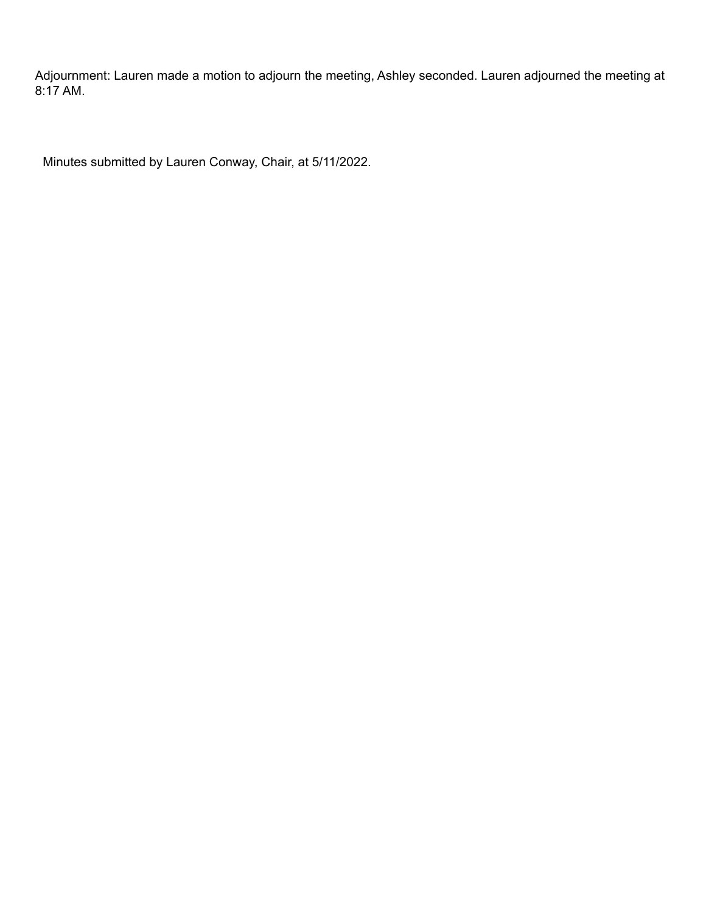Adjournment: Lauren made a motion to adjourn the meeting, Ashley seconded. Lauren adjourned the meeting at 8:17 AM.

Minutes submitted by Lauren Conway, Chair, at 5/11/2022.